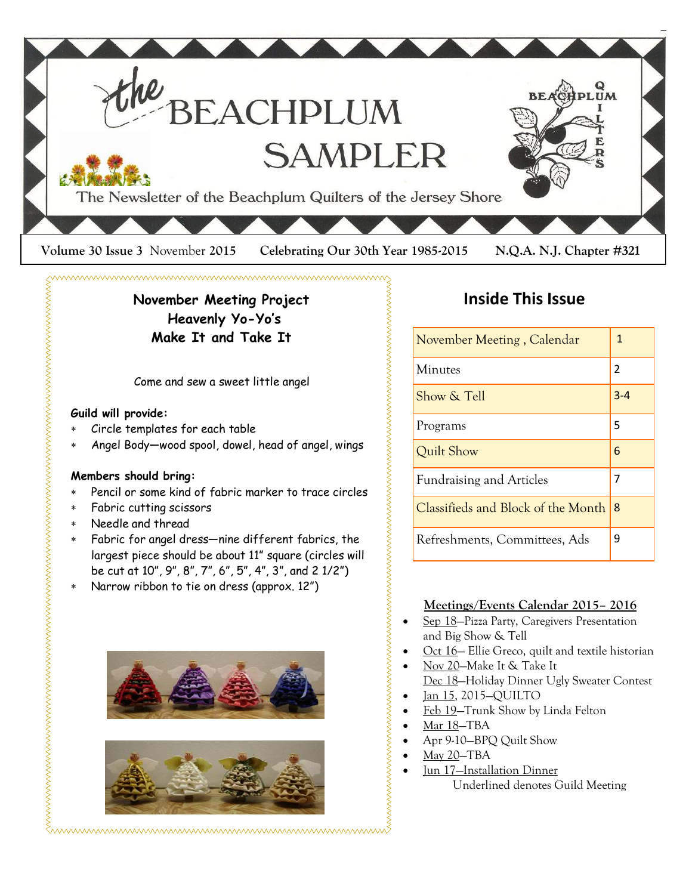# the BEACHPLUM SAMPLER

The Newsletter of the Beachplum Quilters of the Jersey Shore

**Volume 30 Issue 3** November **2015** **Celebrating Our 30th Year 1985-2015** **N.Q.A. N.J. Chapter #321**

## November Meeting Project
## Heavenly Yo-Yo's
## Make It and Take It

Come and sew a sweet little angel

**Guild will provide:**

- Circle templates for each table
- Angel Body—wood spool, dowel, head of angel, wings

**Members should bring:**

- Pencil or some kind of fabric marker to trace circles
- Fabric cutting scissors
- Needle and thread
- Fabric for angel dress—nine different fabrics, the largest piece should be about 11" square (circles will be cut at 10", 9", 8", 7", 6", 5", 4", 3", and 2 1/2")
- Narrow ribbon to tie on dress (approx. 12")

## Inside This Issue

| | |
|---|---|
| November Meeting , Calendar | 1 |
| Minutes | 2 |
| Show & Tell | 3-4 |
| Programs | 5 |
| Quilt Show | 6 |
| Fundraising and Articles | 7 |
| Classifieds and Block of the Month | 8 |
| Refreshments, Committees, Ads | 9 |

**Meetings/Events Calendar 2015– 2016**

- Sep 18—Pizza Party, Caregivers Presentation and Big Show & Tell
- Oct 16— Ellie Greco, quilt and textile historian
- Nov 20—Make It & Take It
  Dec 18—Holiday Dinner Ugly Sweater Contest
- Jan 15, 2015—QUILTO
- Feb 19—Trunk Show by Linda Felton
- Mar 18—TBA
- Apr 9-10—BPQ Quilt Show
- May 20—TBA
- Jun 17—Installation Dinner

Underlined denotes Guild Meeting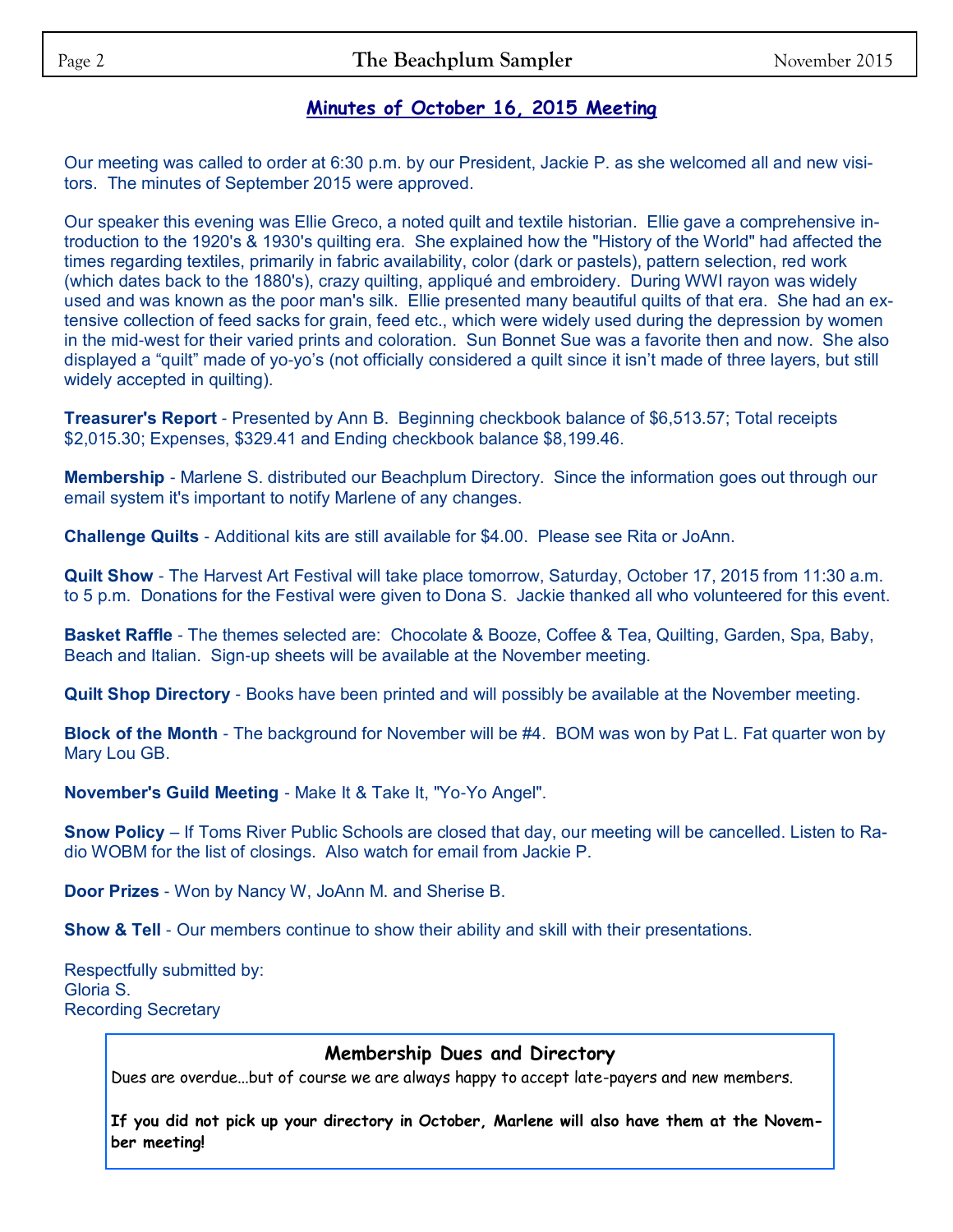## Minutes of October 16, 2015 Meeting

Our meeting was called to order at 6:30 p.m. by our President, Jackie P. as she welcomed all and new visitors. The minutes of September 2015 were approved.

Our speaker this evening was Ellie Greco, a noted quilt and textile historian. Ellie gave a comprehensive introduction to the 1920's & 1930's quilting era. She explained how the "History of the World" had affected the times regarding textiles, primarily in fabric availability, color (dark or pastels), pattern selection, red work (which dates back to the 1880's), crazy quilting, appliqué and embroidery. During WWI rayon was widely used and was known as the poor man's silk. Ellie presented many beautiful quilts of that era. She had an extensive collection of feed sacks for grain, feed etc., which were widely used during the depression by women in the mid-west for their varied prints and coloration. Sun Bonnet Sue was a favorite then and now. She also displayed a "quilt" made of yo-yo's (not officially considered a quilt since it isn't made of three layers, but still widely accepted in quilting).

**Treasurer's Report** - Presented by Ann B. Beginning checkbook balance of $6,513.57; Total receipts $2,015.30; Expenses, $329.41 and Ending checkbook balance $8,199.46.

**Membership** - Marlene S. distributed our Beachplum Directory. Since the information goes out through our email system it's important to notify Marlene of any changes.

**Challenge Quilts** - Additional kits are still available for $4.00. Please see Rita or JoAnn.

**Quilt Show** - The Harvest Art Festival will take place tomorrow, Saturday, October 17, 2015 from 11:30 a.m. to 5 p.m. Donations for the Festival were given to Dona S. Jackie thanked all who volunteered for this event.

**Basket Raffle** - The themes selected are: Chocolate & Booze, Coffee & Tea, Quilting, Garden, Spa, Baby, Beach and Italian. Sign-up sheets will be available at the November meeting.

**Quilt Shop Directory** - Books have been printed and will possibly be available at the November meeting.

**Block of the Month** - The background for November will be #4. BOM was won by Pat L. Fat quarter won by Mary Lou GB.

**November's Guild Meeting** - Make It & Take It, "Yo-Yo Angel".

**Snow Policy** – If Toms River Public Schools are closed that day, our meeting will be cancelled. Listen to Radio WOBM for the list of closings. Also watch for email from Jackie P.

**Door Prizes** - Won by Nancy W, JoAnn M. and Sherise B.

**Show & Tell** - Our members continue to show their ability and skill with their presentations.

Respectfully submitted by:
Gloria S.
Recording Secretary

### Membership Dues and Directory

Dues are overdue…but of course we are always happy to accept late-payers and new members.

**If you did not pick up your directory in October, Marlene will also have them at the November meeting!**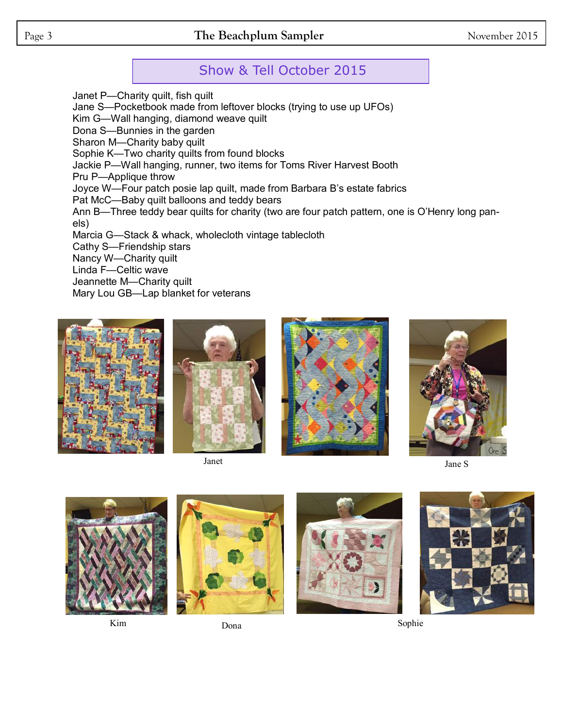## Show & Tell October 2015

Janet P—Charity quilt, fish quilt
Jane S—Pocketbook made from leftover blocks (trying to use up UFOs)
Kim G—Wall hanging, diamond weave quilt
Dona S—Bunnies in the garden
Sharon M—Charity baby quilt
Sophie K—Two charity quilts from found blocks
Jackie P—Wall hanging, runner, two items for Toms River Harvest Booth
Pru P—Applique throw
Joyce W—Four patch posie lap quilt, made from Barbara B's estate fabrics
Pat McC—Baby quilt balloons and teddy bears
Ann B—Three teddy bear quilts for charity (two are four patch pattern, one is O'Henry long panels)
Marcia G—Stack & whack, wholecloth vintage tablecloth
Cathy S—Friendship stars
Nancy W—Charity quilt
Linda F—Celtic wave
Jeannette M—Charity quilt
Mary Lou GB—Lap blanket for veterans

Janet

Jane S

Kim

Dona

Sophie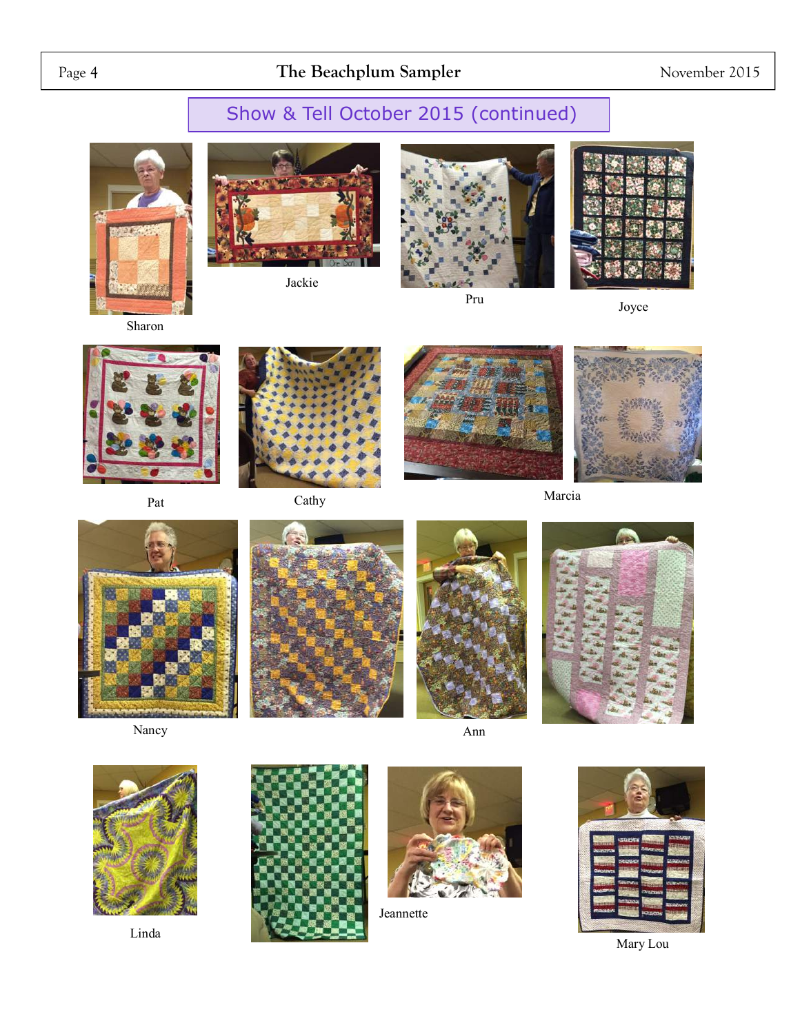## Show & Tell October 2015 (continued)

Sharon

Jackie

Pru

Joyce

Pat

Cathy

Marcia

Nancy

Ann

Linda

Jeannette

Mary Lou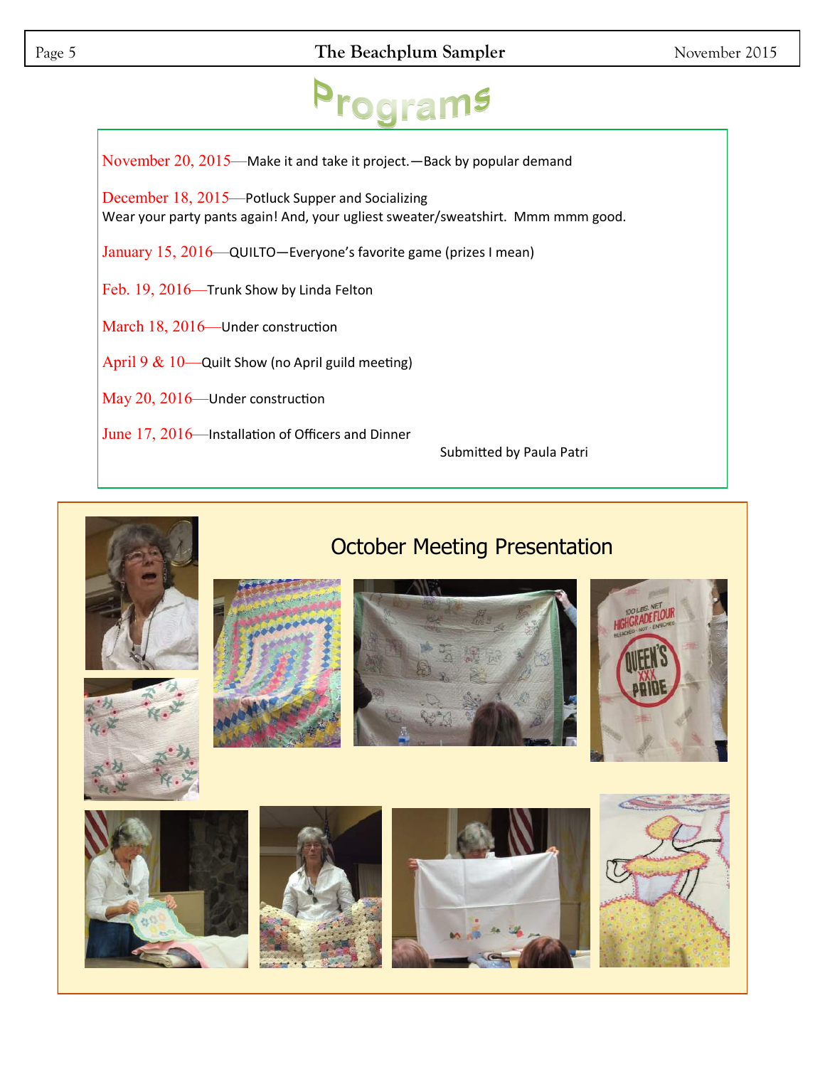# Programs

November 20, 2015—Make it and take it project.—Back by popular demand

December 18, 2015—Potluck Supper and Socializing
Wear your party pants again! And, your ugliest sweater/sweatshirt. Mmm mmm good.

January 15, 2016—QUILTO—Everyone's favorite game (prizes I mean)

Feb. 19, 2016—Trunk Show by Linda Felton

March 18, 2016—Under construction

April 9 & 10—Quilt Show (no April guild meeting)

May 20, 2016—Under construction

June 17, 2016—Installation of Officers and Dinner

Submitted by Paula Patri

## October Meeting Presentation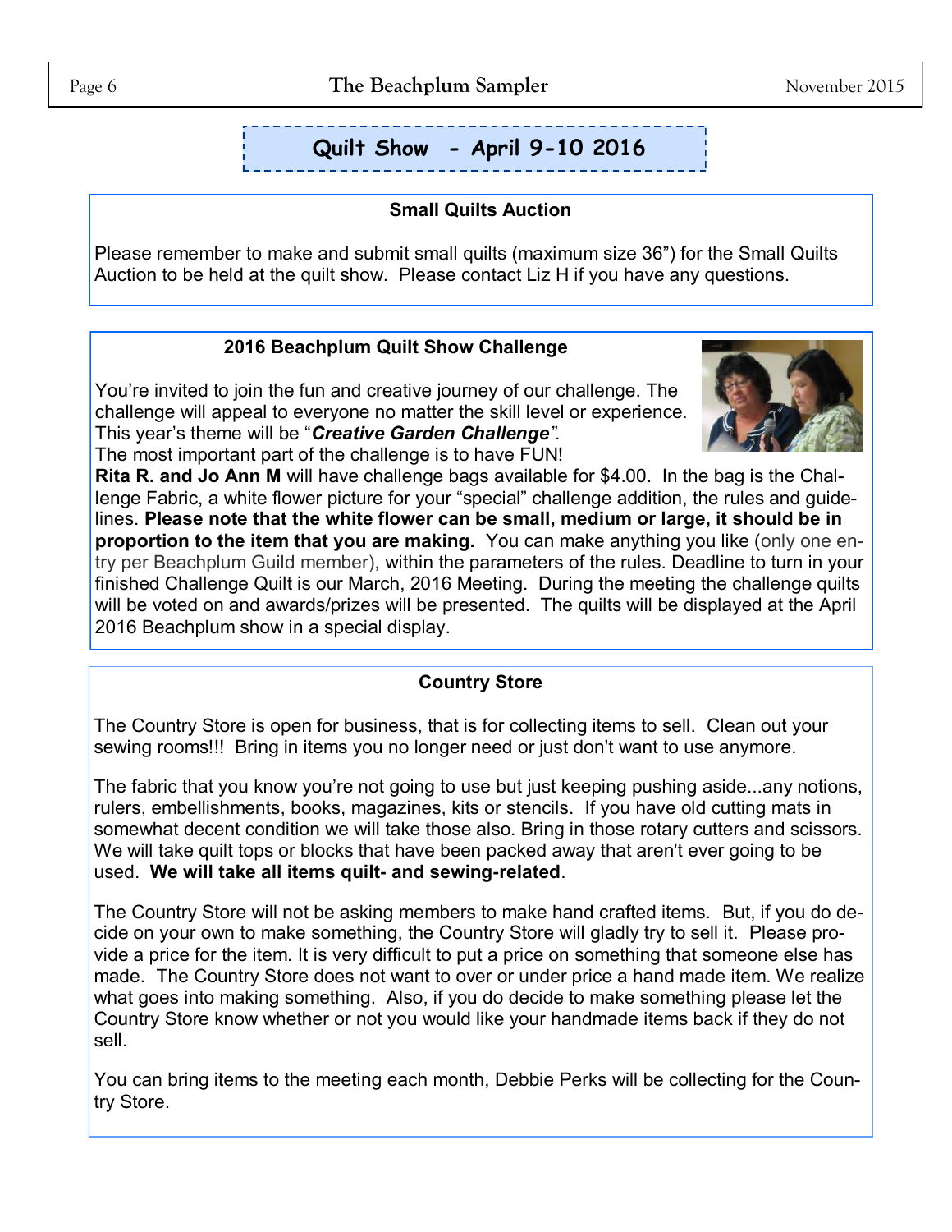# Quilt Show - April 9-10 2016

## Small Quilts Auction

Please remember to make and submit small quilts (maximum size 36") for the Small Quilts Auction to be held at the quilt show. Please contact Liz H if you have any questions.

## 2016 Beachplum Quilt Show Challenge

You're invited to join the fun and creative journey of our challenge. The challenge will appeal to everyone no matter the skill level or experience. This year's theme will be "***Creative Garden Challenge***". The most important part of the challenge is to have FUN!

**Rita R. and Jo Ann M** will have challenge bags available for $4.00. In the bag is the Challenge Fabric, a white flower picture for your "special" challenge addition, the rules and guidelines. **Please note that the white flower can be small, medium or large, it should be in proportion to the item that you are making.** You can make anything you like (only one entry per Beachplum Guild member), within the parameters of the rules. Deadline to turn in your finished Challenge Quilt is our March, 2016 Meeting. During the meeting the challenge quilts will be voted on and awards/prizes will be presented. The quilts will be displayed at the April 2016 Beachplum show in a special display.

## Country Store

The Country Store is open for business, that is for collecting items to sell. Clean out your sewing rooms!!! Bring in items you no longer need or just don't want to use anymore.

The fabric that you know you're not going to use but just keeping pushing aside...any notions, rulers, embellishments, books, magazines, kits or stencils. If you have old cutting mats in somewhat decent condition we will take those also. Bring in those rotary cutters and scissors. We will take quilt tops or blocks that have been packed away that aren't ever going to be used. **We will take all items quilt- and sewing-related**.

The Country Store will not be asking members to make hand crafted items. But, if you do decide on your own to make something, the Country Store will gladly try to sell it. Please provide a price for the item. It is very difficult to put a price on something that someone else has made. The Country Store does not want to over or under price a hand made item. We realize what goes into making something. Also, if you do decide to make something please let the Country Store know whether or not you would like your handmade items back if they do not sell.

You can bring items to the meeting each month, Debbie Perks will be collecting for the Country Store.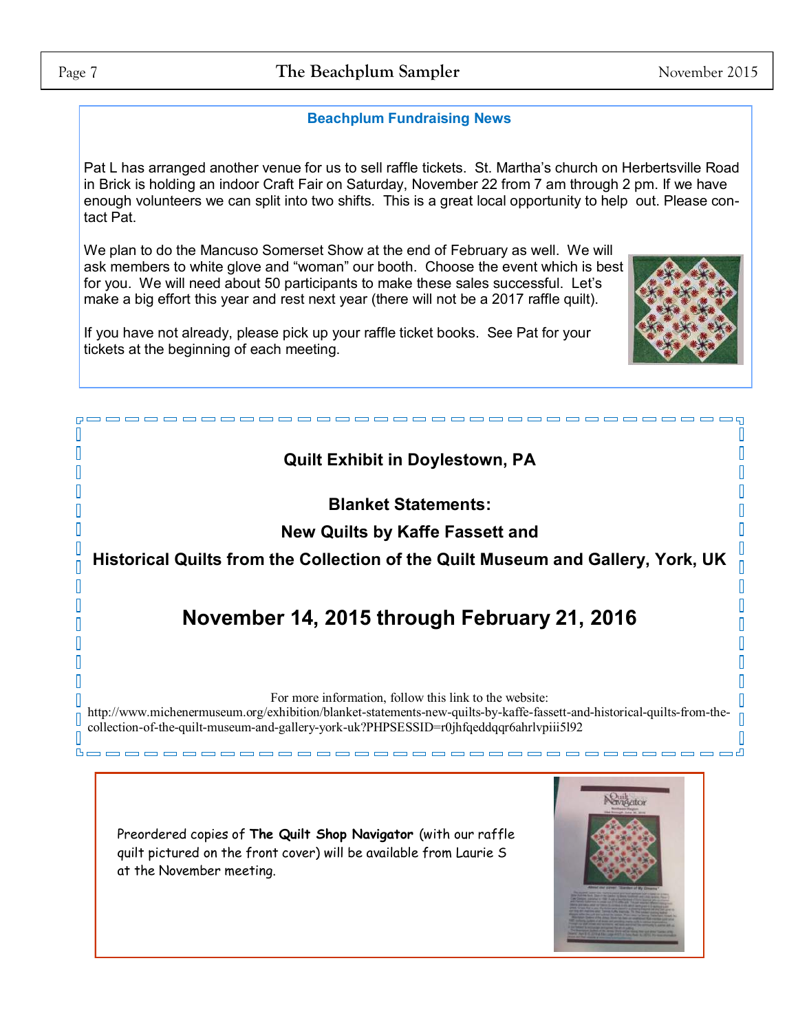## Beachplum Fundraising News

Pat L has arranged another venue for us to sell raffle tickets. St. Martha's church on Herbertsville Road in Brick is holding an indoor Craft Fair on Saturday, November 22 from 7 am through 2 pm. If we have enough volunteers we can split into two shifts. This is a great local opportunity to help out. Please contact Pat.

We plan to do the Mancuso Somerset Show at the end of February as well. We will ask members to white glove and "woman" our booth. Choose the event which is best for you. We will need about 50 participants to make these sales successful. Let's make a big effort this year and rest next year (there will not be a 2017 raffle quilt).

If you have not already, please pick up your raffle ticket books. See Pat for your tickets at the beginning of each meeting.

---

**Quilt Exhibit in Doylestown, PA**

**Blanket Statements:**

**New Quilts by Kaffe Fassett and**

**Historical Quilts from the Collection of the Quilt Museum and Gallery, York, UK**

## November 14, 2015 through February 21, 2016

For more information, follow this link to the website:
http://www.michenermuseum.org/exhibition/blanket-statements-new-quilts-by-kaffe-fassett-and-historical-quilts-from-the-collection-of-the-quilt-museum-and-gallery-york-uk?PHPSESSID=r0jhfqeddqqr6ahrlvpiii5l92

---

Preordered copies of **The Quilt Shop Navigator** (with our raffle quilt pictured on the front cover) will be available from Laurie S at the November meeting.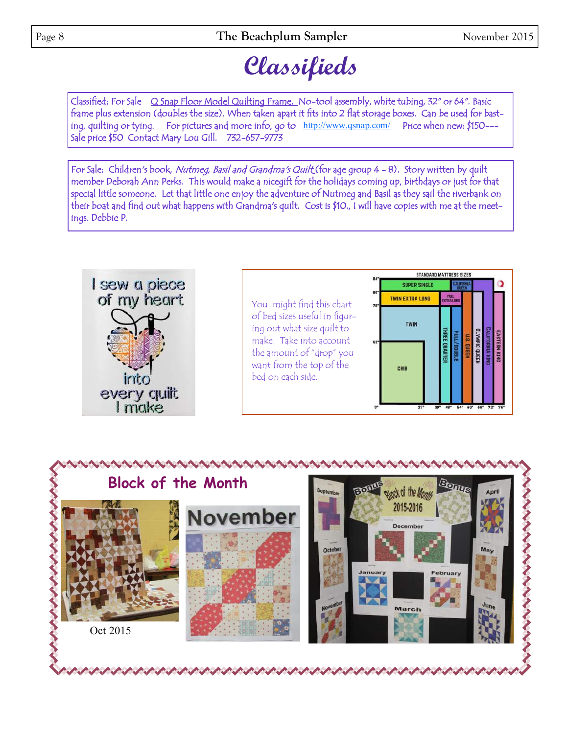# Classifieds

Classified: For Sale Q Snap Floor Model Quilting Frame. No-tool assembly, white tubing, 32" or 64". Basic frame plus extension (doubles the size). When taken apart it fits into 2 flat storage boxes. Can be used for basting, quilting or tying. For pictures and more info, go to http://www.qsnap.com/ Price when new: $150--- Sale price $50 Contact Mary Lou Gill. 732-657-9773

For Sale: Children's book, *Nutmeg, Basil and Grandma's Quilt* (for age group 4 - 8). Story written by quilt member Deborah Ann Perks. This would make a nicegift for the holidays coming up, birthdays or just for that special little someone. Let that little one enjoy the adventure of Nutmeg and Basil as they sail the riverbank on their boat and find out what happens with Grandma's quilt. Cost is $10., I will have copies with me at the meetings. Debbie P.

I sew a piece of my heart into every quilt I make

You might find this chart of bed sizes useful in figuring out what size quilt to make. Take into account the amount of "drop" you want from the top of the bed on each side.

## Block of the Month

Oct 2015

November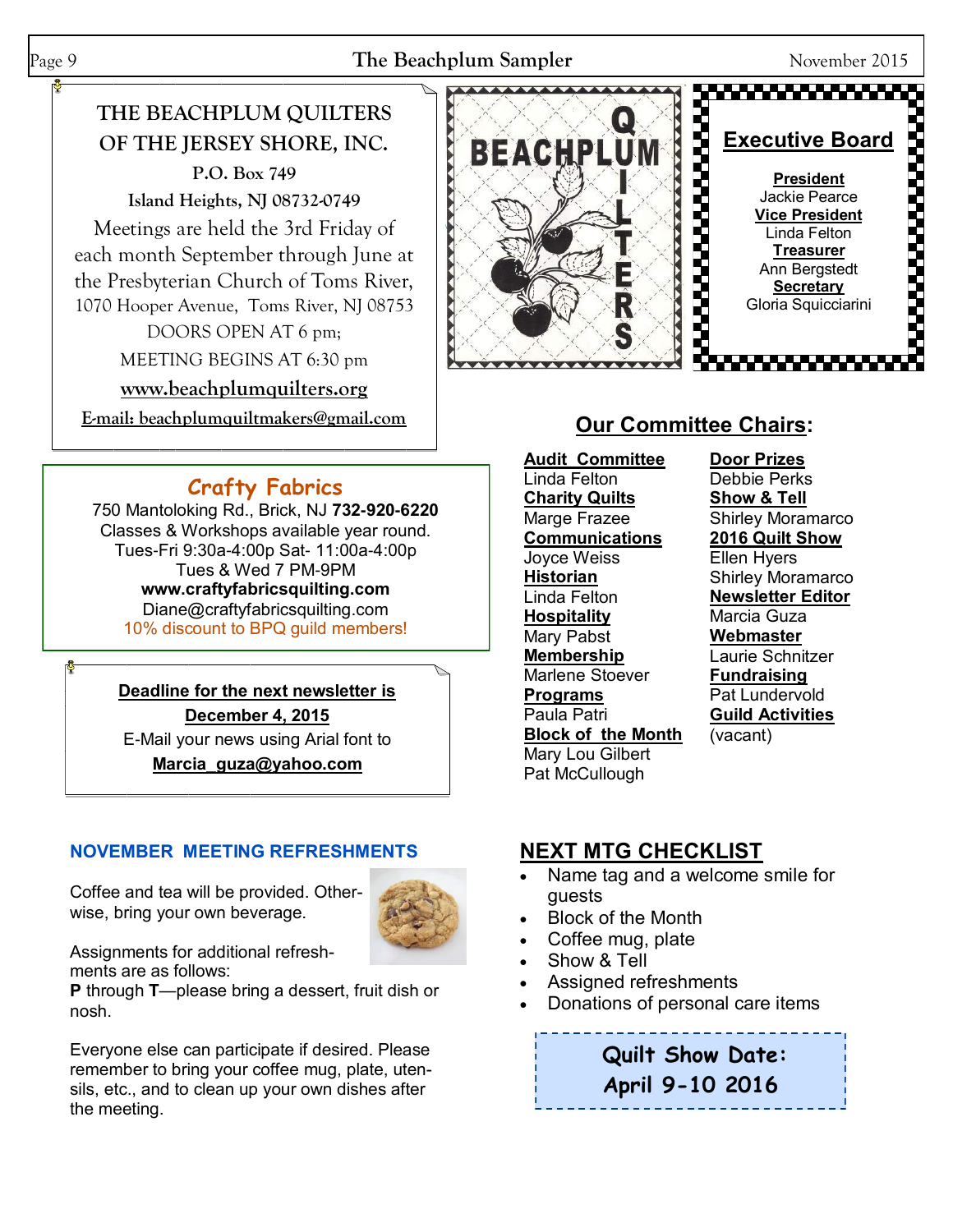# THE BEACHPLUM QUILTERS OF THE JERSEY SHORE, INC.

P.O. Box 749

Island Heights, NJ 08732-0749

Meetings are held the 3rd Friday of each month September through June at the Presbyterian Church of Toms River, 1070 Hooper Avenue, Toms River, NJ 08753

DOORS OPEN AT 6 pm;

MEETING BEGINS AT 6:30 pm

**www.beachplumquilters.org**

**E-mail: beachplumquiltmakers@gmail.com**

## Crafty Fabrics

750 Mantoloking Rd., Brick, NJ **732-920-6220**

Classes & Workshops available year round.

Tues-Fri 9:30a-4:00p Sat- 11:00a-4:00p

Tues & Wed 7 PM-9PM

**www.craftyfabricsquilting.com**

Diane@craftyfabricsquilting.com

10% discount to BPQ guild members!

**Deadline for the next newsletter is December 4, 2015**

E-Mail your news using Arial font to

**Marcia_guza@yahoo.com**

BEACHPLUM QUILTERS

## Executive Board

**President**
Jackie Pearce

**Vice President**
Linda Felton

**Treasurer**
Ann Bergstedt

**Secretary**
Gloria Squicciarini

## Our Committee Chairs:

**Audit Committee**
Linda Felton

**Charity Quilts**
Marge Frazee

**Communications**
Joyce Weiss

**Historian**
Linda Felton

**Hospitality**
Mary Pabst

**Membership**
Marlene Stoever

**Programs**
Paula Patri

**Block of the Month**
Mary Lou Gilbert
Pat McCullough

**Door Prizes**
Debbie Perks

**Show & Tell**
Shirley Moramarco

**2016 Quilt Show**
Ellen Hyers
Shirley Moramarco

**Newsletter Editor**
Marcia Guza

**Webmaster**
Laurie Schnitzer

**Fundraising**
Pat Lundervold

**Guild Activities**
(vacant)

## NOVEMBER MEETING REFRESHMENTS

Coffee and tea will be provided. Otherwise, bring your own beverage.

Assignments for additional refreshments are as follows:

**P** through **T**—please bring a dessert, fruit dish or nosh.

Everyone else can participate if desired. Please remember to bring your coffee mug, plate, utensils, etc., and to clean up your own dishes after the meeting.

## NEXT MTG CHECKLIST

- Name tag and a welcome smile for guests
- Block of the Month
- Coffee mug, plate
- Show & Tell
- Assigned refreshments
- Donations of personal care items

**Quilt Show Date: April 9-10 2016**